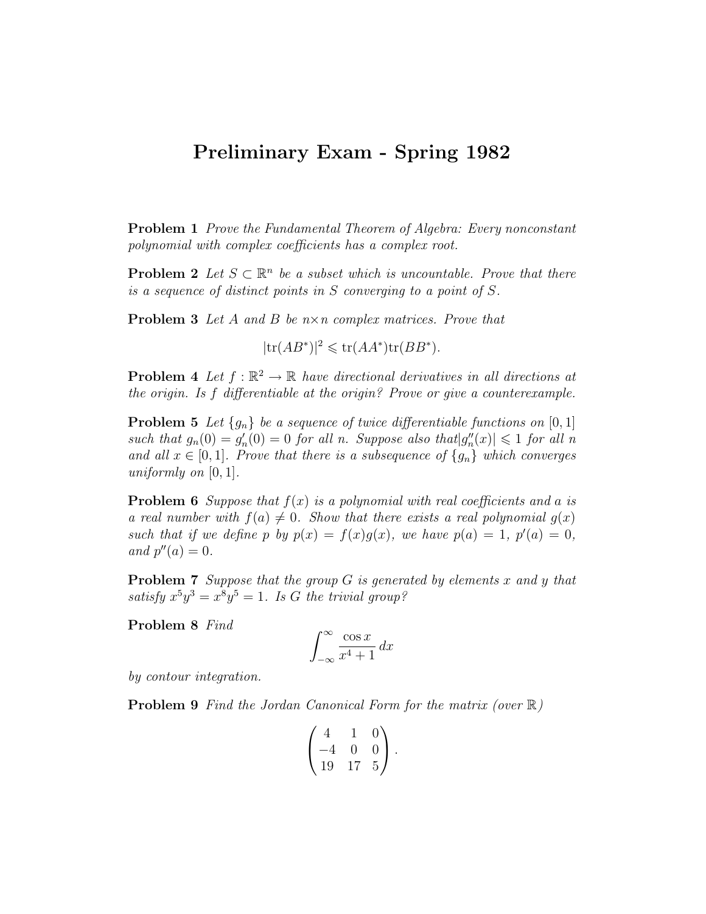# Preliminary Exam - Spring 1982

**Problem 1** *Prove the Fundamental Theorem of Algebra: Every nonconstant polynomial with complex coefficients has a complex root.*

**Problem 2** *Let $S \subset \mathbb{R}^n$ be a subset which is uncountable. Prove that there is a sequence of distinct points in $S$ converging to a point of $S$.*

**Problem 3** *Let $A$ and $B$ be $n \times n$ complex matrices. Prove that*

$$|\operatorname{tr}(AB^*)|^2 \leqslant \operatorname{tr}(AA^*)\operatorname{tr}(BB^*).$$

**Problem 4** *Let $f : \mathbb{R}^2 \to \mathbb{R}$ have directional derivatives in all directions at the origin. Is $f$ differentiable at the origin? Prove or give a counterexample.*

**Problem 5** *Let $\{g_n\}$ be a sequence of twice differentiable functions on $[0,1]$ such that $g_n(0) = g_n'(0) = 0$ for all $n$. Suppose also that $|g_n''(x)| \leqslant 1$ for all $n$ and all $x \in [0,1]$. Prove that there is a subsequence of $\{g_n\}$ which converges uniformly on $[0,1]$.*

**Problem 6** *Suppose that $f(x)$ is a polynomial with real coefficients and $a$ is a real number with $f(a) \neq 0$. Show that there exists a real polynomial $g(x)$ such that if we define $p$ by $p(x) = f(x)g(x)$, we have $p(a) = 1$, $p'(a) = 0$, and $p''(a) = 0$.*

**Problem 7** *Suppose that the group $G$ is generated by elements $x$ and $y$ that satisfy $x^5y^3 = x^8y^5 = 1$. Is $G$ the trivial group?*

**Problem 8** *Find*

$$\int_{-\infty}^{\infty} \frac{\cos x}{x^4 + 1}\, dx$$

*by contour integration.*

**Problem 9** *Find the Jordan Canonical Form for the matrix (over $\mathbb{R}$)*

$$\begin{pmatrix} 4 & 1 & 0 \\ -4 & 0 & 0 \\ 19 & 17 & 5 \end{pmatrix}.$$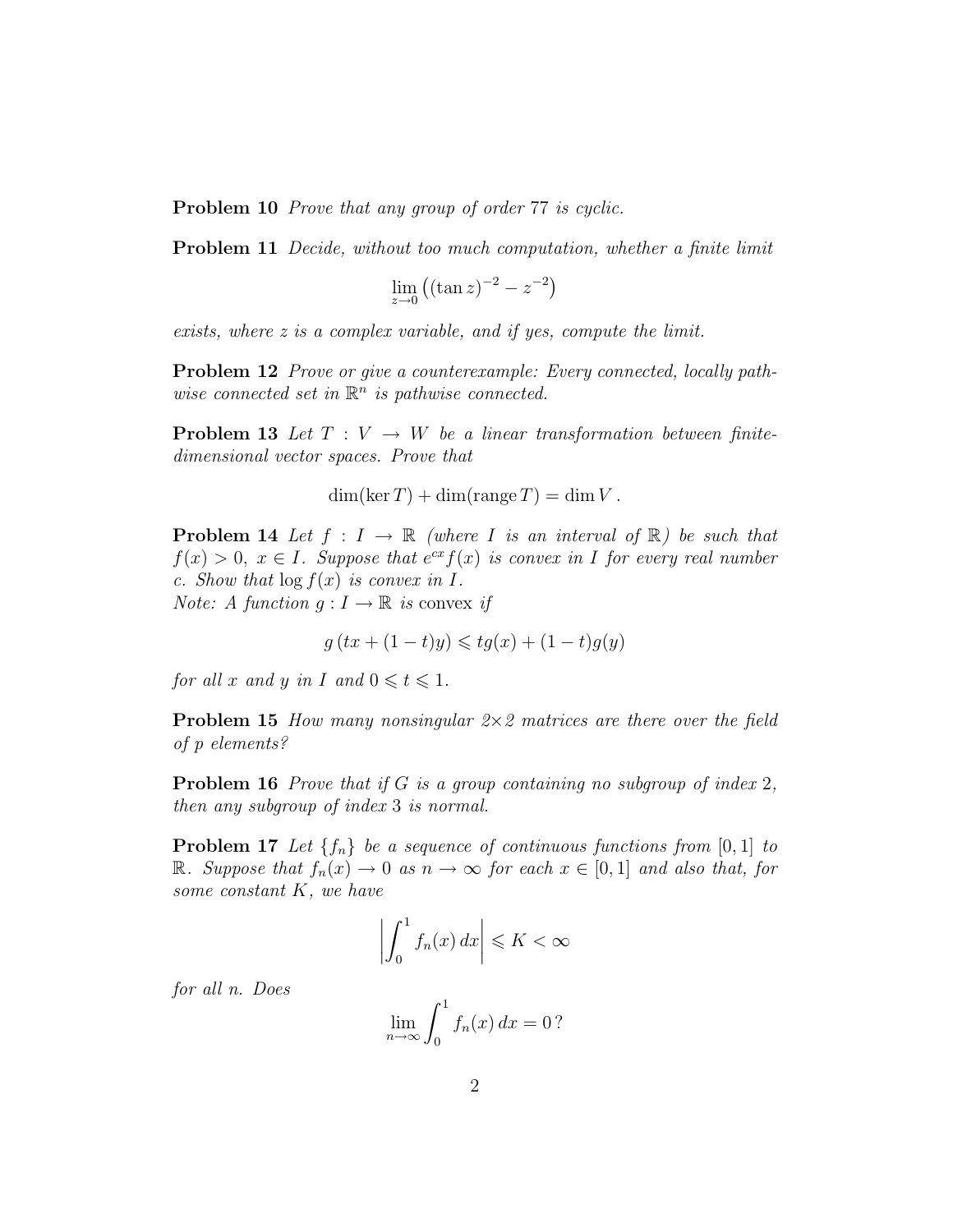**Problem 10** *Prove that any group of order* 77 *is cyclic.*

**Problem 11** *Decide, without too much computation, whether a finite limit*

$$\lim_{z \to 0} \left( (\tan z)^{-2} - z^{-2} \right)$$

*exists, where* $z$ *is a complex variable, and if yes, compute the limit.*

**Problem 12** *Prove or give a counterexample: Every connected, locally pathwise connected set in* $\mathbb{R}^n$ *is pathwise connected.*

**Problem 13** *Let* $T : V \to W$ *be a linear transformation between finite-dimensional vector spaces. Prove that*

$$\dim(\ker T) + \dim(\operatorname{range} T) = \dim V \, .$$

**Problem 14** *Let* $f : I \to \mathbb{R}$ *(where* $I$ *is an interval of* $\mathbb{R}$*) be such that* $f(x) > 0$, $x \in I$. *Suppose that* $e^{cx} f(x)$ *is convex in* $I$ *for every real number* $c$. *Show that* $\log f(x)$ *is convex in* $I$.
*Note: A function* $g : I \to \mathbb{R}$ *is* convex *if*

$$g\left(tx + (1-t)y\right) \leqslant tg(x) + (1-t)g(y)$$

*for all* $x$ *and* $y$ *in* $I$ *and* $0 \leqslant t \leqslant 1$.

**Problem 15** *How many nonsingular* $2 \times 2$ *matrices are there over the field of* $p$ *elements?*

**Problem 16** *Prove that if* $G$ *is a group containing no subgroup of index* 2, *then any subgroup of index* 3 *is normal.*

**Problem 17** *Let* $\{f_n\}$ *be a sequence of continuous functions from* $[0,1]$ *to* $\mathbb{R}$. *Suppose that* $f_n(x) \to 0$ *as* $n \to \infty$ *for each* $x \in [0,1]$ *and also that, for some constant* $K$, *we have*

$$\left| \int_0^1 f_n(x)\, dx \right| \leqslant K < \infty$$

*for all* $n$. *Does*

$$\lim_{n \to \infty} \int_0^1 f_n(x)\, dx = 0\, ?$$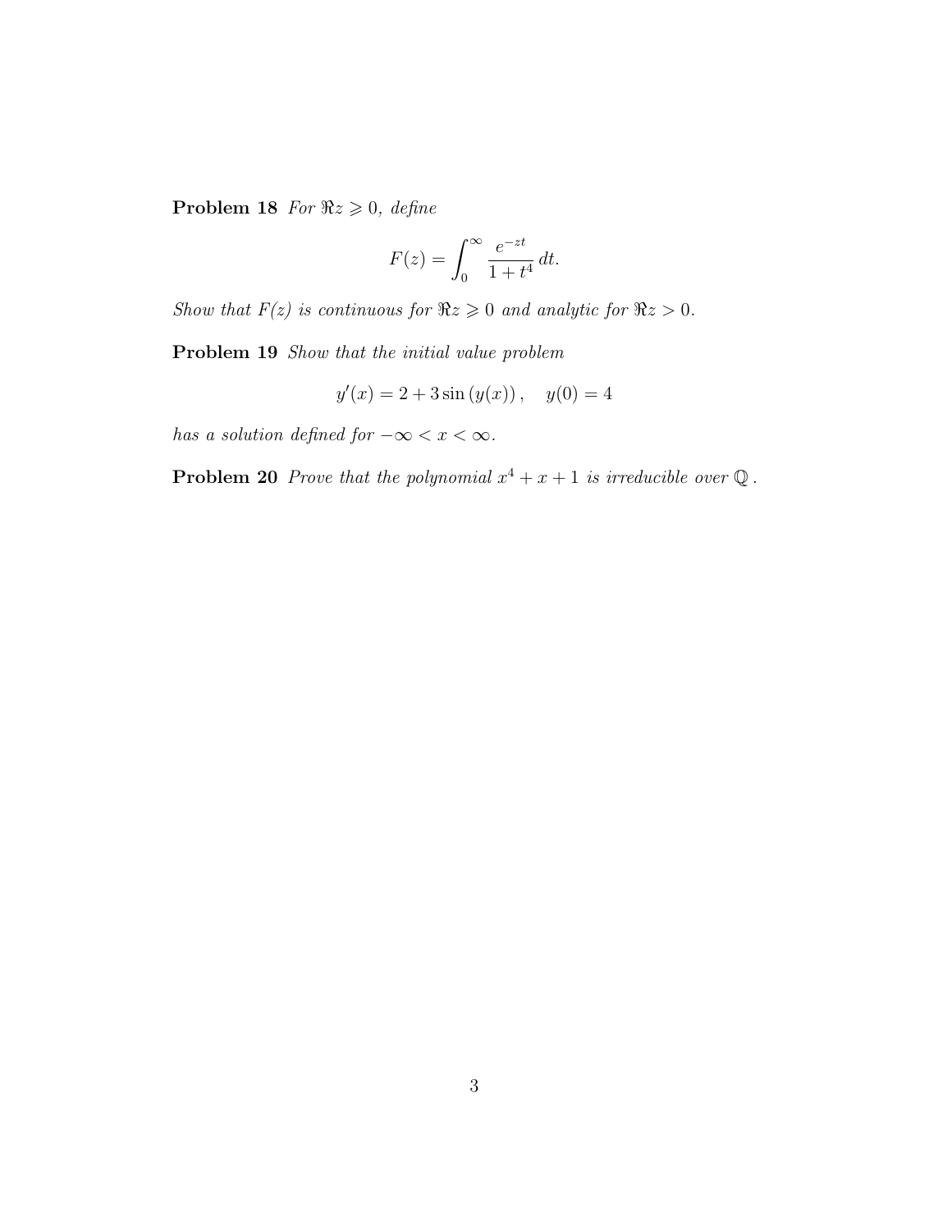**Problem 18** *For $\Re z \geqslant 0$, define*

$$F(z) = \int_0^\infty \frac{e^{-zt}}{1+t^4}\, dt.$$

*Show that F(z) is continuous for $\Re z \geqslant 0$ and analytic for $\Re z > 0$.*

**Problem 19** *Show that the initial value problem*

$$y'(x) = 2 + 3\sin\left(y(x)\right), \quad y(0) = 4$$

*has a solution defined for $-\infty < x < \infty$.*

**Problem 20** *Prove that the polynomial $x^4 + x + 1$ is irreducible over $\mathbb{Q}$.*